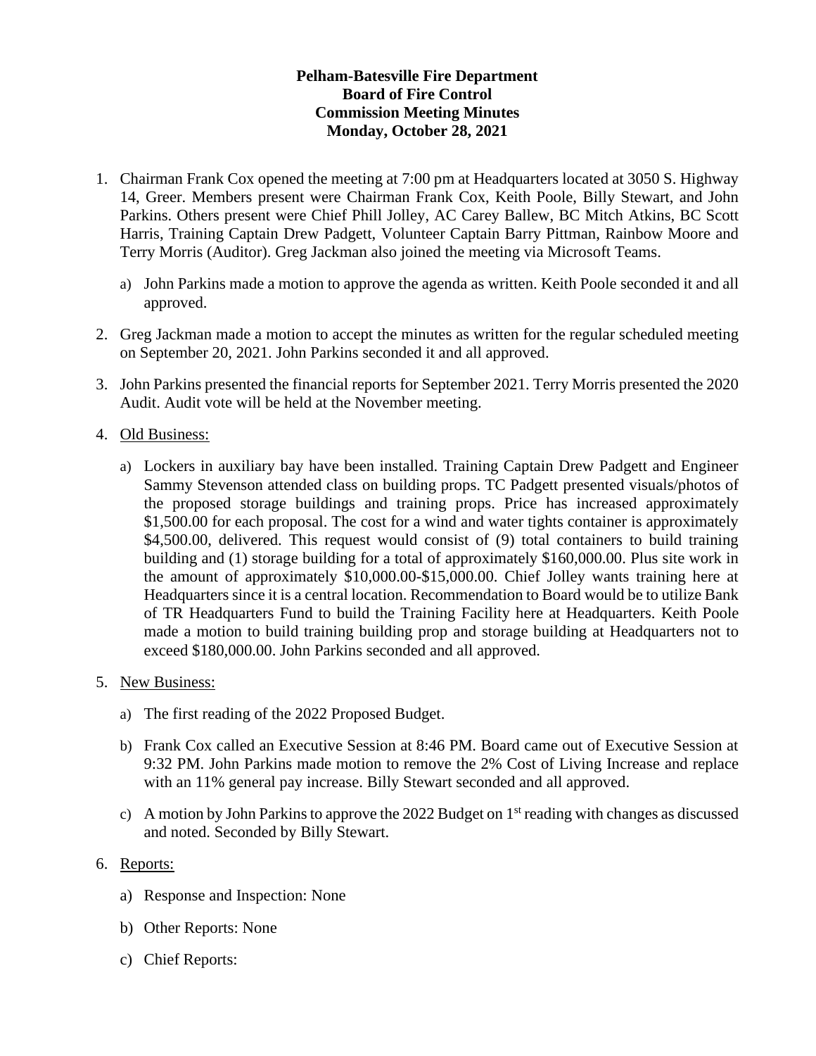**Pelham-Batesville Fire Department**
**Board of Fire Control**
**Commission Meeting Minutes**
**Monday, October 28, 2021**

1. Chairman Frank Cox opened the meeting at 7:00 pm at Headquarters located at 3050 S. Highway 14, Greer. Members present were Chairman Frank Cox, Keith Poole, Billy Stewart, and John Parkins. Others present were Chief Phill Jolley, AC Carey Ballew, BC Mitch Atkins, BC Scott Harris, Training Captain Drew Padgett, Volunteer Captain Barry Pittman, Rainbow Moore and Terry Morris (Auditor). Greg Jackman also joined the meeting via Microsoft Teams.

   a) John Parkins made a motion to approve the agenda as written. Keith Poole seconded it and all approved.

2. Greg Jackman made a motion to accept the minutes as written for the regular scheduled meeting on September 20, 2021. John Parkins seconded it and all approved.

3. John Parkins presented the financial reports for September 2021. Terry Morris presented the 2020 Audit. Audit vote will be held at the November meeting.

4. <u>Old Business:</u>

   a) Lockers in auxiliary bay have been installed. Training Captain Drew Padgett and Engineer Sammy Stevenson attended class on building props. TC Padgett presented visuals/photos of the proposed storage buildings and training props. Price has increased approximately $1,500.00 for each proposal. The cost for a wind and water tights container is approximately $4,500.00, delivered. This request would consist of (9) total containers to build training building and (1) storage building for a total of approximately $160,000.00. Plus site work in the amount of approximately $10,000.00-$15,000.00. Chief Jolley wants training here at Headquarters since it is a central location. Recommendation to Board would be to utilize Bank of TR Headquarters Fund to build the Training Facility here at Headquarters. Keith Poole made a motion to build training building prop and storage building at Headquarters not to exceed $180,000.00. John Parkins seconded and all approved.

5. <u>New Business:</u>

   a) The first reading of the 2022 Proposed Budget.

   b) Frank Cox called an Executive Session at 8:46 PM. Board came out of Executive Session at 9:32 PM. John Parkins made motion to remove the 2% Cost of Living Increase and replace with an 11% general pay increase. Billy Stewart seconded and all approved.

   c) A motion by John Parkins to approve the 2022 Budget on 1st reading with changes as discussed and noted. Seconded by Billy Stewart.

6. <u>Reports:</u>

   a) Response and Inspection: None

   b) Other Reports: None

   c) Chief Reports: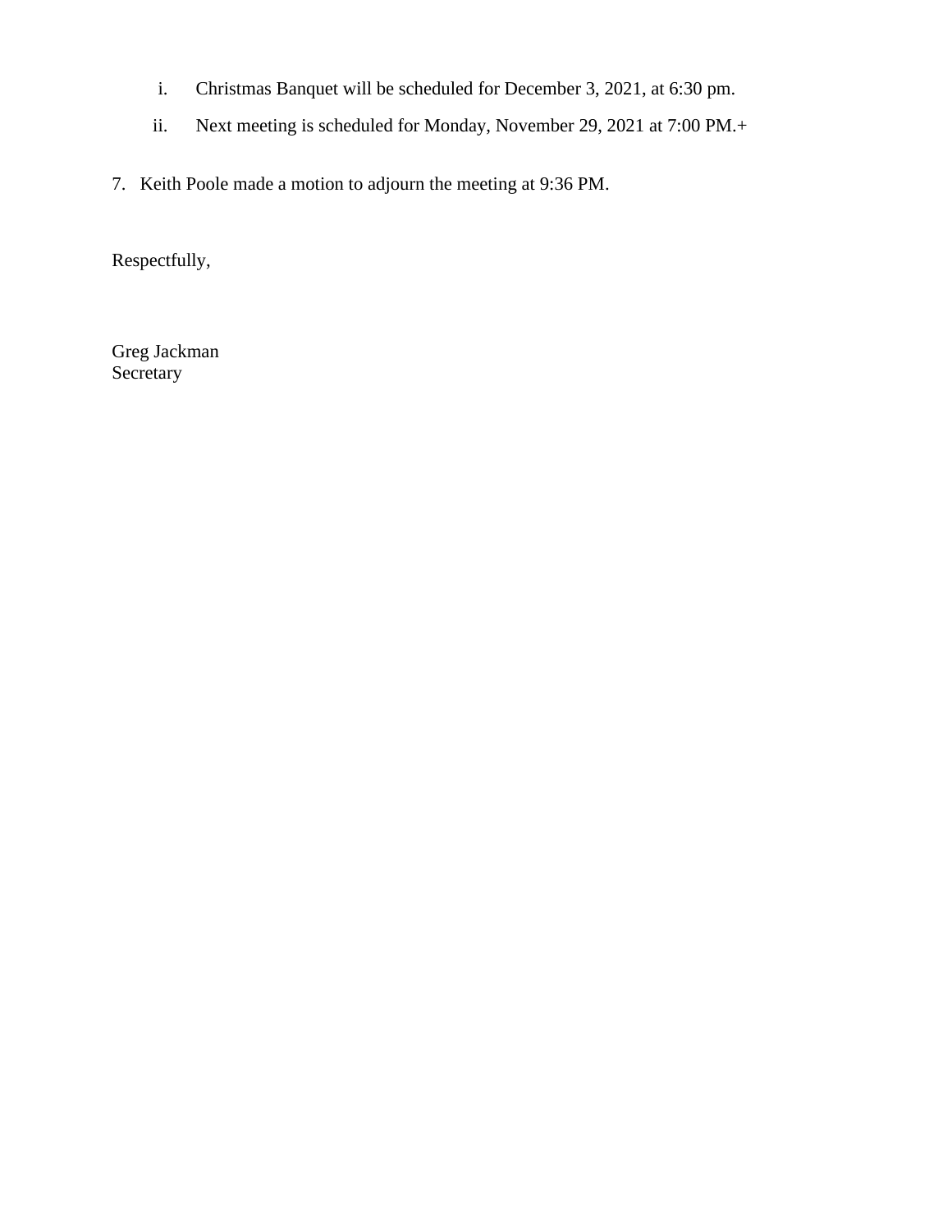i. Christmas Banquet will be scheduled for December 3, 2021, at 6:30 pm.

ii. Next meeting is scheduled for Monday, November 29, 2021 at 7:00 PM.+

7. Keith Poole made a motion to adjourn the meeting at 9:36 PM.

Respectfully,

Greg Jackman
Secretary